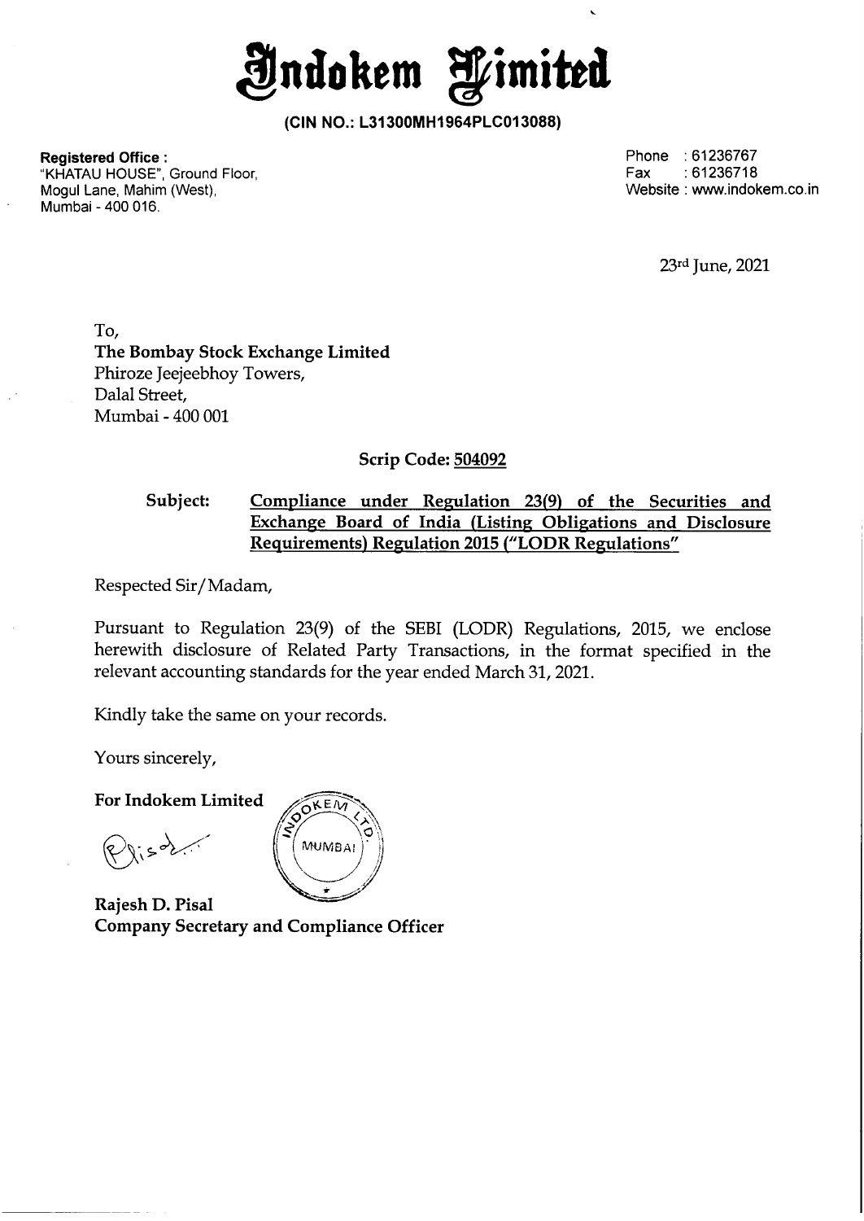# Indokem Limited

**(CIN NO.: L31300MH1964PLC013088)**

**Registered Office :**
"KHATAU HOUSE", Ground Floor,
Mogul Lane, Mahim (West),
Mumbai - 400 016.

Phone : 61236767
Fax : 61236718
Website : www.indokem.co.in

23rd June, 2021

To,
**The Bombay Stock Exchange Limited**
Phiroze Jeejeebhoy Towers,
Dalal Street,
Mumbai - 400 001

**Scrip Code: 504092**

**Subject: Compliance under Regulation 23(9) of the Securities and Exchange Board of India (Listing Obligations and Disclosure Requirements) Regulation 2015 ("LODR Regulations"**

Respected Sir/Madam,

Pursuant to Regulation 23(9) of the SEBI (LODR) Regulations, 2015, we enclose herewith disclosure of Related Party Transactions, in the format specified in the relevant accounting standards for the year ended March 31, 2021.

Kindly take the same on your records.

Yours sincerely,

**For Indokem Limited**

**Rajesh D. Pisal**
**Company Secretary and Compliance Officer**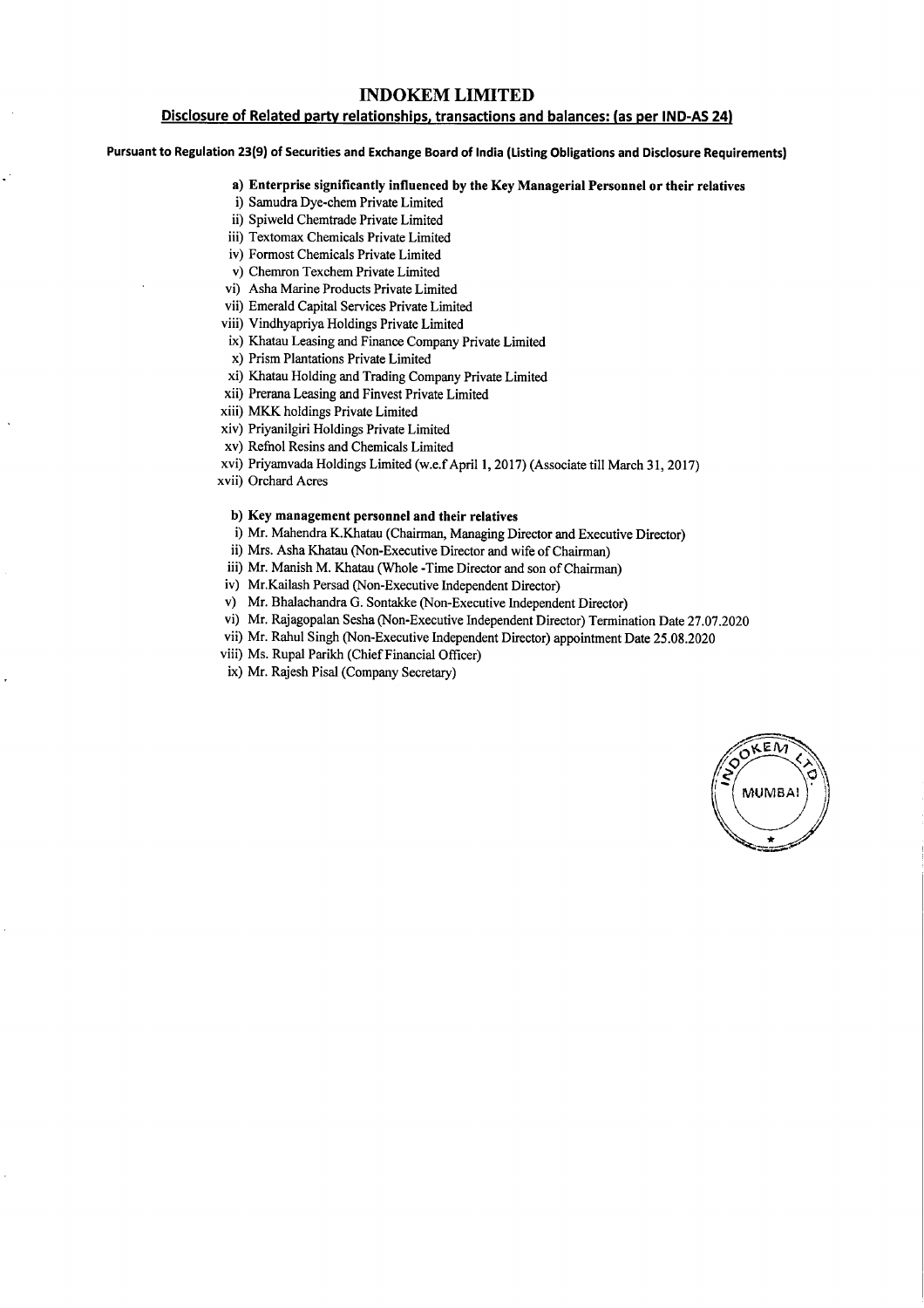# INDOKEM LIMITED

## Disclosure of Related party relationships, transactions and balances: (as per IND-AS 24)

**Pursuant to Regulation 23(9) of Securities and Exchange Board of India (Listing Obligations and Disclosure Requirements)**

**a) Enterprise significantly influenced by the Key Managerial Personnel or their relatives**

i) Samudra Dye-chem Private Limited
ii) Spiweld Chemtrade Private Limited
iii) Textomax Chemicals Private Limited
iv) Formost Chemicals Private Limited
v) Chemron Texchem Private Limited
vi) Asha Marine Products Private Limited
vii) Emerald Capital Services Private Limited
viii) Vindhyapriya Holdings Private Limited
ix) Khatau Leasing and Finance Company Private Limited
x) Prism Plantations Private Limited
xi) Khatau Holding and Trading Company Private Limited
xii) Prerana Leasing and Finvest Private Limited
xiii) MKK holdings Private Limited
xiv) Priyanilgiri Holdings Private Limited
xv) Refnol Resins and Chemicals Limited
xvi) Priyamvada Holdings Limited (w.e.f April 1, 2017) (Associate till March 31, 2017)
xvii) Orchard Acres

**b) Key management personnel and their relatives**

i) Mr. Mahendra K.Khatau (Chairman, Managing Director and Executive Director)
ii) Mrs. Asha Khatau (Non-Executive Director and wife of Chairman)
iii) Mr. Manish M. Khatau (Whole -Time Director and son of Chairman)
iv) Mr.Kailash Persad (Non-Executive Independent Director)
v) Mr. Bhalachandra G. Sontakke (Non-Executive Independent Director)
vi) Mr. Rajagopalan Sesha (Non-Executive Independent Director) Termination Date 27.07.2020
vii) Mr. Rahul Singh (Non-Executive Independent Director) appointment Date 25.08.2020
viii) Ms. Rupal Parikh (Chief Financial Officer)
ix) Mr. Rajesh Pisal (Company Secretary)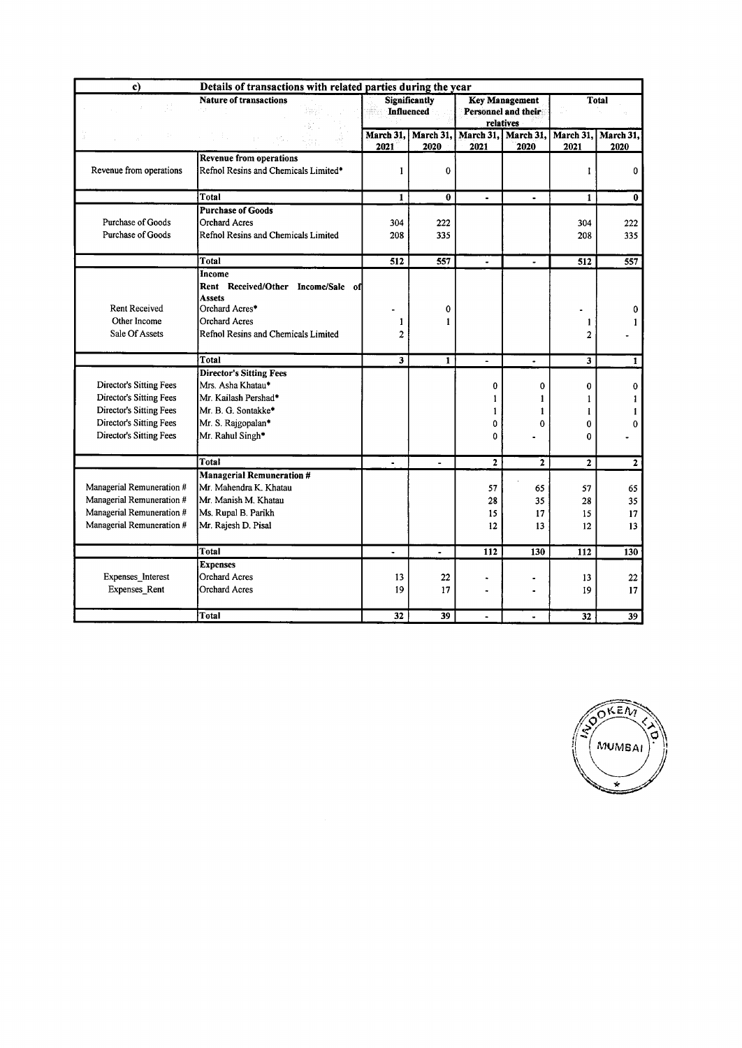| c) | Details of transactions with related parties during the year | | | | | | |
|---|---|---|---|---|---|---|---|
| | Nature of transactions | Significantly Influenced | | Key Management Personnel and their relatives | | Total | |
| | | March 31, 2021 | March 31, 2020 | March 31, 2021 | March 31, 2020 | March 31, 2021 | March 31, 2020 |
| | **Revenue from operations** | | | | | | |
| Revenue from operations | Refnol Resins and Chemicals Limited* | 1 | 0 | | | 1 | 0 |
| | **Total** | **1** | **0** | **-** | **-** | **1** | **0** |
| | **Purchase of Goods** | | | | | | |
| Purchase of Goods | Orchard Acres | 304 | 222 | | | 304 | 222 |
| Purchase of Goods | Refnol Resins and Chemicals Limited | 208 | 335 | | | 208 | 335 |
| | **Total** | **512** | **557** | **-** | **-** | **512** | **557** |
| | **Income** | | | | | | |
| | **Rent Received/Other Income/Sale of Assets** | | | | | | |
| Rent Received | Orchard Acres* | - | 0 | | | - | 0 |
| Other Income | Orchard Acres | 1 | 1 | | | 1 | 1 |
| Sale Of Assets | Refnol Resins and Chemicals Limited | 2 | | | | 2 | - |
| | **Total** | **3** | **1** | **-** | **-** | **3** | **1** |
| | **Director's Sitting Fees** | | | | | | |
| Director's Sitting Fees | Mrs. Asha Khatau* | | | 0 | 0 | 0 | 0 |
| Director's Sitting Fees | Mr. Kailash Pershad* | | | 1 | 1 | 1 | 1 |
| Director's Sitting Fees | Mr. B. G. Sontakke* | | | 1 | 1 | 1 | 1 |
| Director's Sitting Fees | Mr. S. Rajgopalan* | | | 0 | 0 | 0 | 0 |
| Director's Sitting Fees | Mr. Rahul Singh* | | | 0 | - | 0 | - |
| | **Total** | **-** | **-** | **2** | **2** | **2** | **2** |
| | **Managerial Remuneration #** | | | | | | |
| Managerial Remuneration # | Mr. Mahendra K. Khatau | | | 57 | 65 | 57 | 65 |
| Managerial Remuneration # | Mr. Manish M. Khatau | | | 28 | 35 | 28 | 35 |
| Managerial Remuneration # | Ms. Rupal B. Parikh | | | 15 | 17 | 15 | 17 |
| Managerial Remuneration # | Mr. Rajesh D. Pisal | | | 12 | 13 | 12 | 13 |
| | **Total** | **-** | **-** | **112** | **130** | **112** | **130** |
| | **Expenses** | | | | | | |
| Expenses_Interest | Orchard Acres | 13 | 22 | - | - | 13 | 22 |
| Expenses_Rent | Orchard Acres | 19 | 17 | - | - | 19 | 17 |
| | **Total** | **32** | **39** | **-** | **-** | **32** | **39** |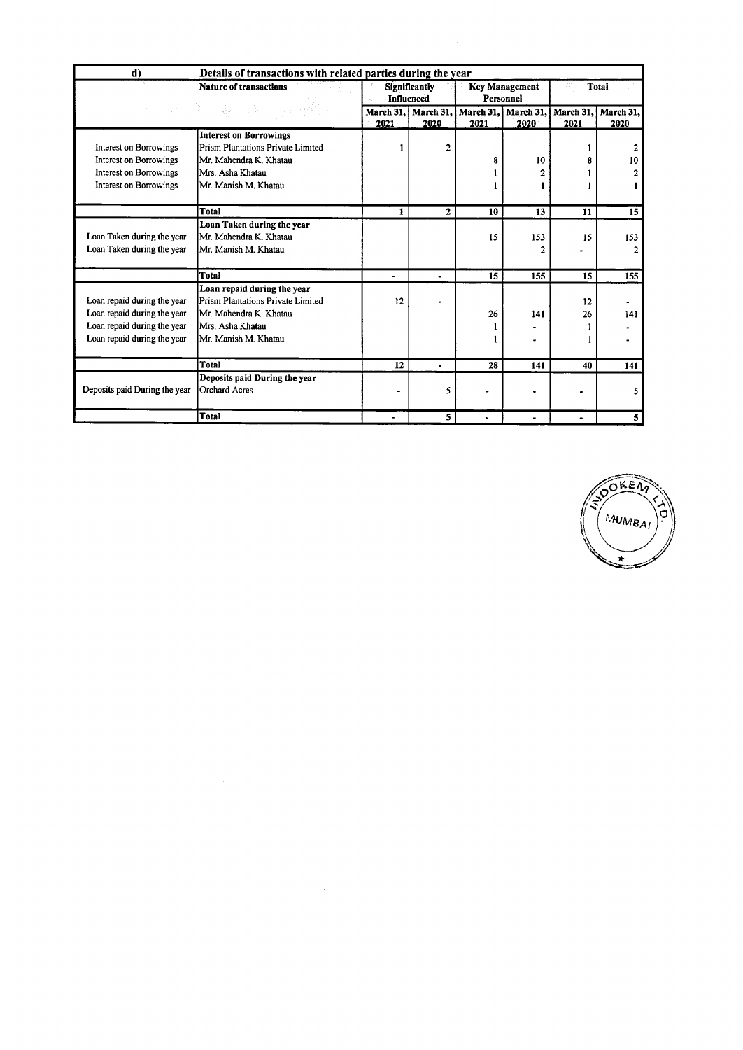| d) | Details of transactions with related parties during the year | | | | | | |
|---|---|---|---|---|---|---|---|
| | Nature of transactions | Significantly Influenced | | Key Management Personnel | | Total | |
| | | March 31, 2021 | March 31, 2020 | March 31, 2021 | March 31, 2020 | March 31, 2021 | March 31, 2020 |
| | **Interest on Borrowings** | | | | | | |
| Interest on Borrowings | Prism Plantations Private Limited | 1 | 2 | | | 1 | 2 |
| Interest on Borrowings | Mr. Mahendra K. Khatau | | | 8 | 10 | 8 | 10 |
| Interest on Borrowings | Mrs. Asha Khatau | | | 1 | 2 | 1 | 2 |
| Interest on Borrowings | Mr. Manish M. Khatau | | | 1 | 1 | 1 | 1 |
| | **Total** | **1** | **2** | **10** | **13** | **11** | **15** |
| | **Loan Taken during the year** | | | | | | |
| Loan Taken during the year | Mr. Mahendra K. Khatau | | | 15 | 153 | 15 | 153 |
| Loan Taken during the year | Mr. Manish M. Khatau | | | | 2 | - | 2 |
| | **Total** | **-** | **-** | **15** | **155** | **15** | **155** |
| | **Loan repaid during the year** | | | | | | |
| Loan repaid during the year | Prism Plantations Private Limited | 12 | - | | | 12 | - |
| Loan repaid during the year | Mr. Mahendra K. Khatau | | | 26 | 141 | 26 | 141 |
| Loan repaid during the year | Mrs. Asha Khatau | | | 1 | - | 1 | - |
| Loan repaid during the year | Mr. Manish M. Khatau | | | 1 | - | 1 | - |
| | **Total** | **12** | **-** | **28** | **141** | **40** | **141** |
| | **Deposits paid During the year** | | | | | | |
| Deposits paid During the year | Orchard Acres | - | 5 | - | - | - | 5 |
| | **Total** | **-** | **5** | **-** | **-** | **-** | **5** |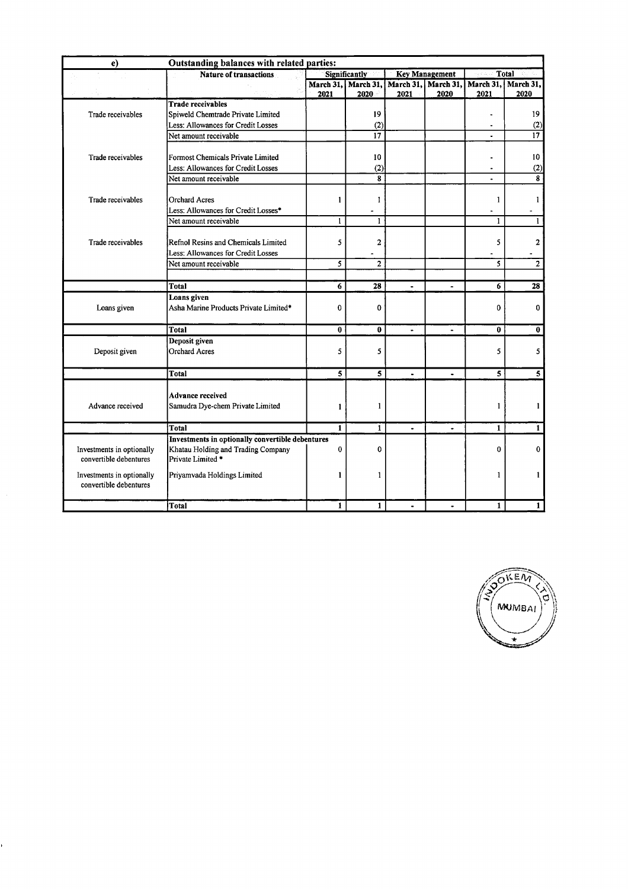| e) | Outstanding balances with related parties: | | | | | | |
|---|---|---|---|---|---|---|---|
| | Nature of transactions | Significantly | | Key Management | | Total | |
| | | March 31, 2021 | March 31, 2020 | March 31, 2021 | March 31, 2020 | March 31, 2021 | March 31, 2020 |
| | **Trade receivables** | | | | | | |
| Trade receivables | Spiweld Chemtrade Private Limited | | 19 | | | - | 19 |
| | Less: Allowances for Credit Losses | | (2) | | | - | (2) |
| | Net amount receivable | | 17 | | | - | 17 |
| Trade receivables | Formost Chemicals Private Limited | | 10 | | | - | 10 |
| | Less: Allowances for Credit Losses | | (2) | | | - | (2) |
| | Net amount receivable | | 8 | | | - | 8 |
| Trade receivables | Orchard Acres | 1 | 1 | | | 1 | 1 |
| | Less: Allowances for Credit Losses* | | - | | | - | - |
| | Net amount receivable | 1 | 1 | | | 1 | 1 |
| Trade receivables | Refnol Resins and Chemicals Limited | 5 | 2 | | | 5 | 2 |
| | Less: Allowances for Credit Losses | | - | | | - | - |
| | Net amount receivable | 5 | 2 | | | 5 | 2 |
| | **Total** | 6 | 28 | - | - | 6 | 28 |
| | **Loans given** | | | | | | |
| Loans given | Asha Marine Products Private Limited* | 0 | 0 | | | 0 | 0 |
| | **Total** | 0 | 0 | - | - | 0 | 0 |
| | **Deposit given** | | | | | | |
| Deposit given | Orchard Acres | 5 | 5 | | | 5 | 5 |
| | **Total** | 5 | 5 | - | - | 5 | 5 |
| | **Advance received** | | | | | | |
| Advance received | Samudra Dye-chem Private Limited | 1 | 1 | | | 1 | 1 |
| | **Total** | 1 | 1 | - | - | 1 | 1 |
| | **Investments in optionally convertible debentures** | | | | | | |
| Investments in optionally convertible debentures | Khatau Holding and Trading Company Private Limited * | 0 | 0 | | | 0 | 0 |
| Investments in optionally convertible debentures | Priyamvada Holdings Limited | 1 | 1 | | | 1 | 1 |
| | **Total** | 1 | 1 | - | - | 1 | 1 |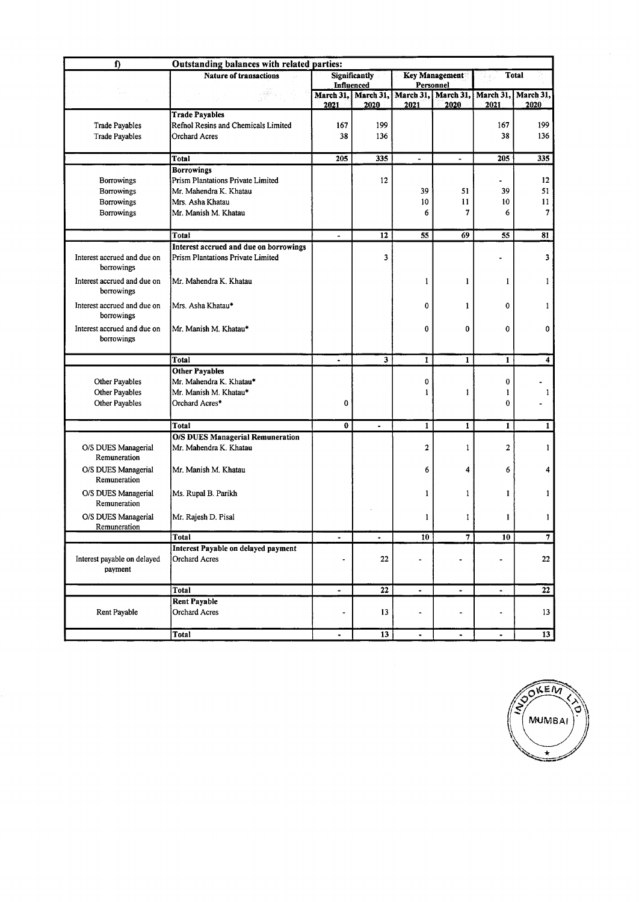| f) | Outstanding balances with related parties: | | | | | | |
|---|---|---|---|---|---|---|---|
| | Nature of transactions | Significantly Influenced | | Key Management Personnel | | Total | |
| | | March 31, 2021 | March 31, 2020 | March 31, 2021 | March 31, 2020 | March 31, 2021 | March 31, 2020 |
| | **Trade Payables** | | | | | | |
| Trade Payables | Refnol Resins and Chemicals Limited | 167 | 199 | | | 167 | 199 |
| Trade Payables | Orchard Acres | 38 | 136 | | | 38 | 136 |
| | **Total** | **205** | **335** | **-** | **-** | **205** | **335** |
| | **Borrowings** | | | | | | |
| Borrowings | Prism Plantations Private Limited | | 12 | | | - | 12 |
| Borrowings | Mr. Mahendra K. Khatau | | | 39 | 51 | 39 | 51 |
| Borrowings | Mrs. Asha Khatau | | | 10 | 11 | 10 | 11 |
| Borrowings | Mr. Manish M. Khatau | | | 6 | 7 | 6 | 7 |
| | **Total** | **-** | **12** | **55** | **69** | **55** | **81** |
| | **Interest accrued and due on borrowings** | | | | | | |
| Interest accrued and due on borrowings | Prism Plantations Private Limited | | 3 | | | - | 3 |
| Interest accrued and due on borrowings | Mr. Mahendra K. Khatau | | | 1 | 1 | 1 | 1 |
| Interest accrued and due on borrowings | Mrs. Asha Khatau* | | | 0 | 1 | 0 | 1 |
| Interest accrued and due on borrowings | Mr. Manish M. Khatau* | | | 0 | 0 | 0 | 0 |
| | **Total** | **-** | **3** | **1** | **1** | **1** | **4** |
| | **Other Payables** | | | | | | |
| Other Payables | Mr. Mahendra K. Khatau* | | | 0 | | 0 | - |
| Other Payables | Mr. Manish M. Khatau* | | | 1 | 1 | 1 | 1 |
| Other Payables | Orchard Acres* | 0 | | | | 0 | - |
| | **Total** | **0** | **-** | **1** | **1** | **1** | **1** |
| | **O/S DUES Managerial Remuneration** | | | | | | |
| O/S DUES Managerial Remuneration | Mr. Mahendra K. Khatau | | | 2 | 1 | 2 | 1 |
| O/S DUES Managerial Remuneration | Mr. Manish M. Khatau | | | 6 | 4 | 6 | 4 |
| O/S DUES Managerial Remuneration | Ms. Rupal B. Parikh | | | 1 | 1 | 1 | 1 |
| O/S DUES Managerial Remuneration | Mr. Rajesh D. Pisal | | | 1 | 1 | 1 | 1 |
| | **Total** | **-** | **-** | **10** | **7** | **10** | **7** |
| | **Interest Payable on delayed payment** | | | | | | |
| Interest payable on delayed payment | Orchard Acres | - | 22 | - | - | - | 22 |
| | **Total** | **-** | **22** | **-** | **-** | **-** | **22** |
| | **Rent Payable** | | | | | | |
| Rent Payable | Orchard Acres | - | 13 | - | - | - | 13 |
| | **Total** | **-** | **13** | **-** | **-** | **-** | **13** |